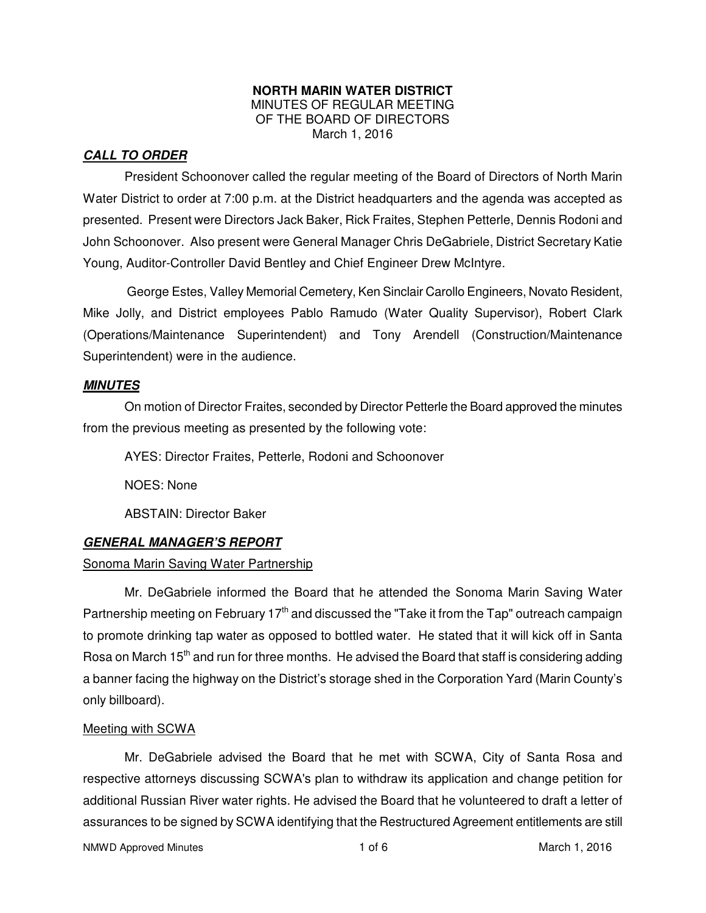**NORTH MARIN WATER DISTRICT**
MINUTES OF REGULAR MEETING
OF THE BOARD OF DIRECTORS
March 1, 2016

## ***CALL TO ORDER***

President Schoonover called the regular meeting of the Board of Directors of North Marin Water District to order at 7:00 p.m. at the District headquarters and the agenda was accepted as presented. Present were Directors Jack Baker, Rick Fraites, Stephen Petterle, Dennis Rodoni and John Schoonover. Also present were General Manager Chris DeGabriele, District Secretary Katie Young, Auditor-Controller David Bentley and Chief Engineer Drew McIntyre.

George Estes, Valley Memorial Cemetery, Ken Sinclair Carollo Engineers, Novato Resident, Mike Jolly, and District employees Pablo Ramudo (Water Quality Supervisor), Robert Clark (Operations/Maintenance Superintendent) and Tony Arendell (Construction/Maintenance Superintendent) were in the audience.

## ***MINUTES***

On motion of Director Fraites, seconded by Director Petterle the Board approved the minutes from the previous meeting as presented by the following vote:

AYES: Director Fraites, Petterle, Rodoni and Schoonover

NOES: None

ABSTAIN: Director Baker

## ***GENERAL MANAGER'S REPORT***

### Sonoma Marin Saving Water Partnership

Mr. DeGabriele informed the Board that he attended the Sonoma Marin Saving Water Partnership meeting on February 17th and discussed the "Take it from the Tap" outreach campaign to promote drinking tap water as opposed to bottled water. He stated that it will kick off in Santa Rosa on March 15th and run for three months. He advised the Board that staff is considering adding a banner facing the highway on the District's storage shed in the Corporation Yard (Marin County's only billboard).

### Meeting with SCWA

Mr. DeGabriele advised the Board that he met with SCWA, City of Santa Rosa and respective attorneys discussing SCWA's plan to withdraw its application and change petition for additional Russian River water rights. He advised the Board that he volunteered to draft a letter of assurances to be signed by SCWA identifying that the Restructured Agreement entitlements are still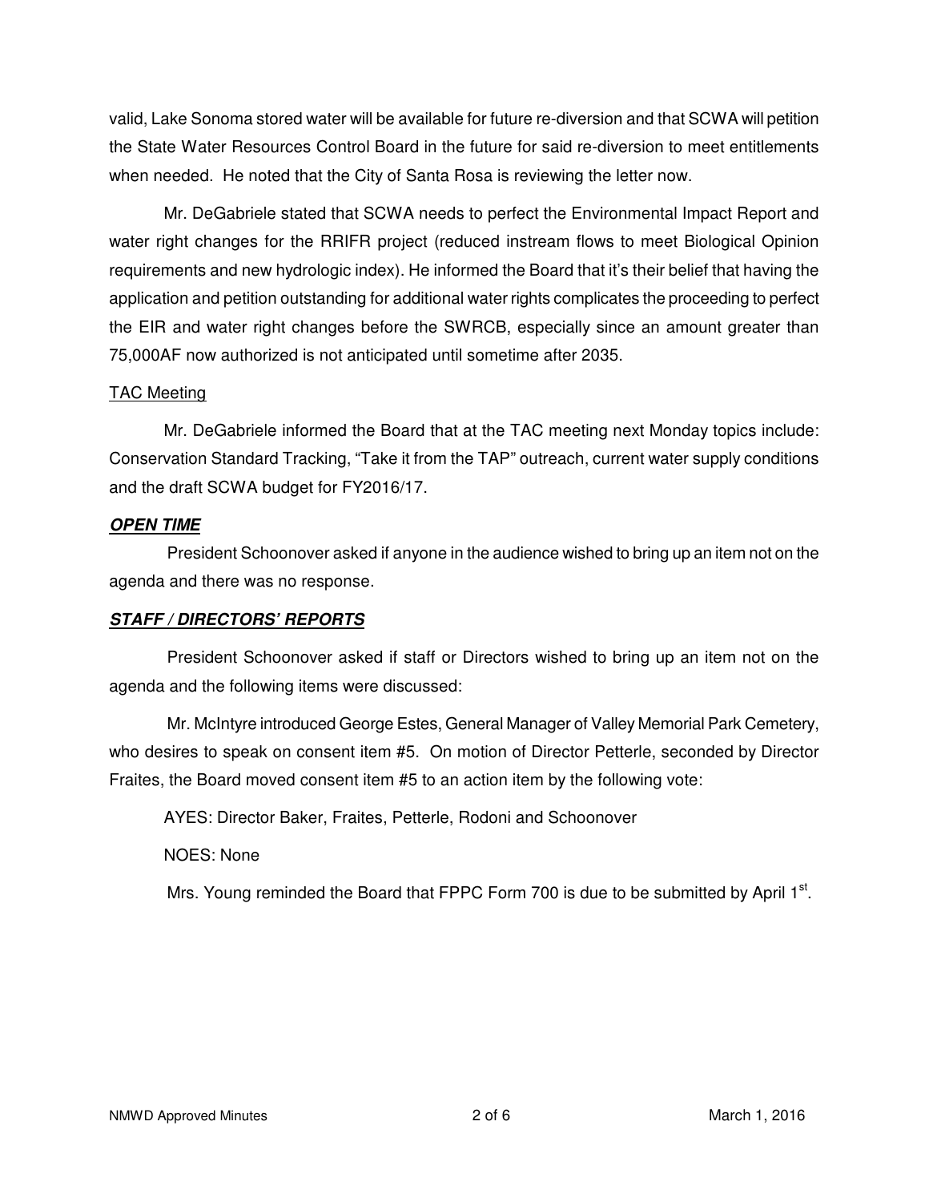valid, Lake Sonoma stored water will be available for future re-diversion and that SCWA will petition the State Water Resources Control Board in the future for said re-diversion to meet entitlements when needed. He noted that the City of Santa Rosa is reviewing the letter now.

Mr. DeGabriele stated that SCWA needs to perfect the Environmental Impact Report and water right changes for the RRIFR project (reduced instream flows to meet Biological Opinion requirements and new hydrologic index). He informed the Board that it's their belief that having the application and petition outstanding for additional water rights complicates the proceeding to perfect the EIR and water right changes before the SWRCB, especially since an amount greater than 75,000AF now authorized is not anticipated until sometime after 2035.

<u>TAC Meeting</u>

Mr. DeGabriele informed the Board that at the TAC meeting next Monday topics include: Conservation Standard Tracking, "Take it from the TAP" outreach, current water supply conditions and the draft SCWA budget for FY2016/17.

***OPEN TIME***

President Schoonover asked if anyone in the audience wished to bring up an item not on the agenda and there was no response.

***STAFF / DIRECTORS' REPORTS***

President Schoonover asked if staff or Directors wished to bring up an item not on the agenda and the following items were discussed:

Mr. McIntyre introduced George Estes, General Manager of Valley Memorial Park Cemetery, who desires to speak on consent item #5. On motion of Director Petterle, seconded by Director Fraites, the Board moved consent item #5 to an action item by the following vote:

AYES: Director Baker, Fraites, Petterle, Rodoni and Schoonover

NOES: None

Mrs. Young reminded the Board that FPPC Form 700 is due to be submitted by April 1st.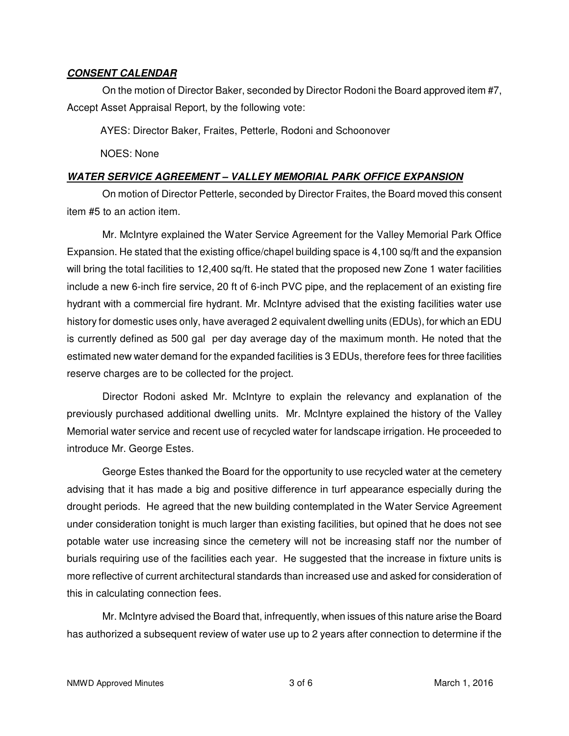***CONSENT CALENDAR***

On the motion of Director Baker, seconded by Director Rodoni the Board approved item #7, Accept Asset Appraisal Report, by the following vote:

AYES: Director Baker, Fraites, Petterle, Rodoni and Schoonover

NOES: None

***WATER SERVICE AGREEMENT – VALLEY MEMORIAL PARK OFFICE EXPANSION***

On motion of Director Petterle, seconded by Director Fraites, the Board moved this consent item #5 to an action item.

Mr. McIntyre explained the Water Service Agreement for the Valley Memorial Park Office Expansion. He stated that the existing office/chapel building space is 4,100 sq/ft and the expansion will bring the total facilities to 12,400 sq/ft. He stated that the proposed new Zone 1 water facilities include a new 6-inch fire service, 20 ft of 6-inch PVC pipe, and the replacement of an existing fire hydrant with a commercial fire hydrant. Mr. McIntyre advised that the existing facilities water use history for domestic uses only, have averaged 2 equivalent dwelling units (EDUs), for which an EDU is currently defined as 500 gal per day average day of the maximum month. He noted that the estimated new water demand for the expanded facilities is 3 EDUs, therefore fees for three facilities reserve charges are to be collected for the project.

Director Rodoni asked Mr. McIntyre to explain the relevancy and explanation of the previously purchased additional dwelling units. Mr. McIntyre explained the history of the Valley Memorial water service and recent use of recycled water for landscape irrigation. He proceeded to introduce Mr. George Estes.

George Estes thanked the Board for the opportunity to use recycled water at the cemetery advising that it has made a big and positive difference in turf appearance especially during the drought periods. He agreed that the new building contemplated in the Water Service Agreement under consideration tonight is much larger than existing facilities, but opined that he does not see potable water use increasing since the cemetery will not be increasing staff nor the number of burials requiring use of the facilities each year. He suggested that the increase in fixture units is more reflective of current architectural standards than increased use and asked for consideration of this in calculating connection fees.

Mr. McIntyre advised the Board that, infrequently, when issues of this nature arise the Board has authorized a subsequent review of water use up to 2 years after connection to determine if the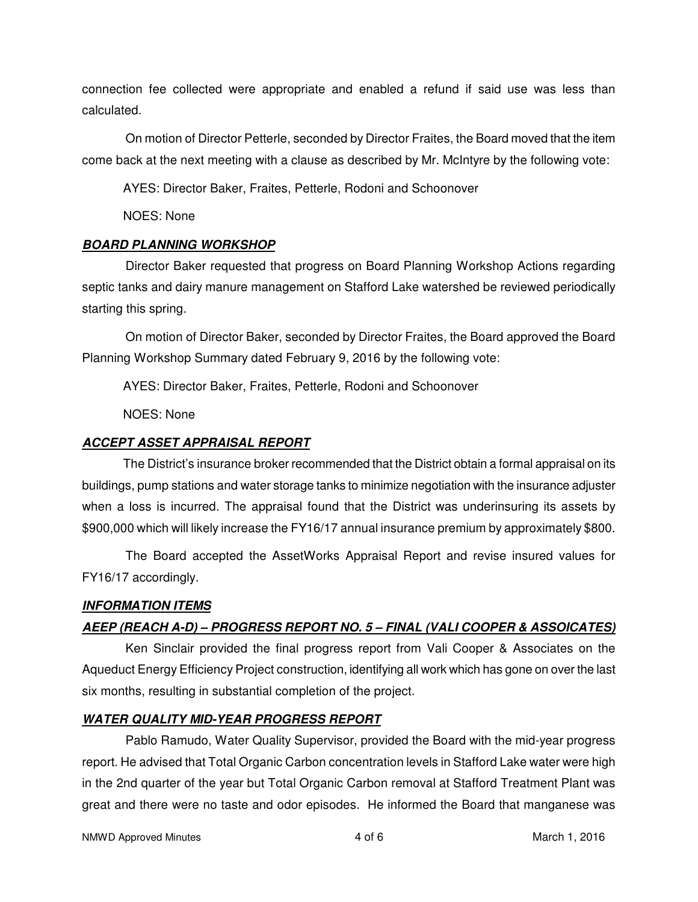connection fee collected were appropriate and enabled a refund if said use was less than calculated.

On motion of Director Petterle, seconded by Director Fraites, the Board moved that the item come back at the next meeting with a clause as described by Mr. McIntyre by the following vote:

AYES: Director Baker, Fraites, Petterle, Rodoni and Schoonover

NOES: None

***BOARD PLANNING WORKSHOP***

Director Baker requested that progress on Board Planning Workshop Actions regarding septic tanks and dairy manure management on Stafford Lake watershed be reviewed periodically starting this spring.

On motion of Director Baker, seconded by Director Fraites, the Board approved the Board Planning Workshop Summary dated February 9, 2016 by the following vote:

AYES: Director Baker, Fraites, Petterle, Rodoni and Schoonover

NOES: None

***ACCEPT ASSET APPRAISAL REPORT***

The District's insurance broker recommended that the District obtain a formal appraisal on its buildings, pump stations and water storage tanks to minimize negotiation with the insurance adjuster when a loss is incurred. The appraisal found that the District was underinsuring its assets by $900,000 which will likely increase the FY16/17 annual insurance premium by approximately $800.

The Board accepted the AssetWorks Appraisal Report and revise insured values for FY16/17 accordingly.

***INFORMATION ITEMS***

***AEEP (REACH A-D) – PROGRESS REPORT NO. 5 – FINAL (VALI COOPER & ASSOICATES)***

Ken Sinclair provided the final progress report from Vali Cooper & Associates on the Aqueduct Energy Efficiency Project construction, identifying all work which has gone on over the last six months, resulting in substantial completion of the project.

***WATER QUALITY MID-YEAR PROGRESS REPORT***

Pablo Ramudo, Water Quality Supervisor, provided the Board with the mid-year progress report. He advised that Total Organic Carbon concentration levels in Stafford Lake water were high in the 2nd quarter of the year but Total Organic Carbon removal at Stafford Treatment Plant was great and there were no taste and odor episodes. He informed the Board that manganese was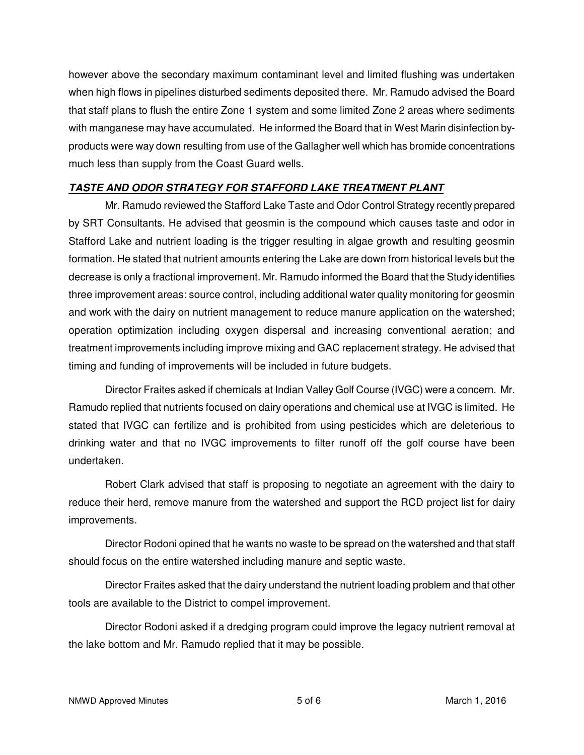however above the secondary maximum contaminant level and limited flushing was undertaken when high flows in pipelines disturbed sediments deposited there. Mr. Ramudo advised the Board that staff plans to flush the entire Zone 1 system and some limited Zone 2 areas where sediments with manganese may have accumulated. He informed the Board that in West Marin disinfection by-products were way down resulting from use of the Gallagher well which has bromide concentrations much less than supply from the Coast Guard wells.

***TASTE AND ODOR STRATEGY FOR STAFFORD LAKE TREATMENT PLANT***

Mr. Ramudo reviewed the Stafford Lake Taste and Odor Control Strategy recently prepared by SRT Consultants. He advised that geosmin is the compound which causes taste and odor in Stafford Lake and nutrient loading is the trigger resulting in algae growth and resulting geosmin formation. He stated that nutrient amounts entering the Lake are down from historical levels but the decrease is only a fractional improvement. Mr. Ramudo informed the Board that the Study identifies three improvement areas: source control, including additional water quality monitoring for geosmin and work with the dairy on nutrient management to reduce manure application on the watershed; operation optimization including oxygen dispersal and increasing conventional aeration; and treatment improvements including improve mixing and GAC replacement strategy. He advised that timing and funding of improvements will be included in future budgets.

Director Fraites asked if chemicals at Indian Valley Golf Course (IVGC) were a concern. Mr. Ramudo replied that nutrients focused on dairy operations and chemical use at IVGC is limited. He stated that IVGC can fertilize and is prohibited from using pesticides which are deleterious to drinking water and that no IVGC improvements to filter runoff off the golf course have been undertaken.

Robert Clark advised that staff is proposing to negotiate an agreement with the dairy to reduce their herd, remove manure from the watershed and support the RCD project list for dairy improvements.

Director Rodoni opined that he wants no waste to be spread on the watershed and that staff should focus on the entire watershed including manure and septic waste.

Director Fraites asked that the dairy understand the nutrient loading problem and that other tools are available to the District to compel improvement.

Director Rodoni asked if a dredging program could improve the legacy nutrient removal at the lake bottom and Mr. Ramudo replied that it may be possible.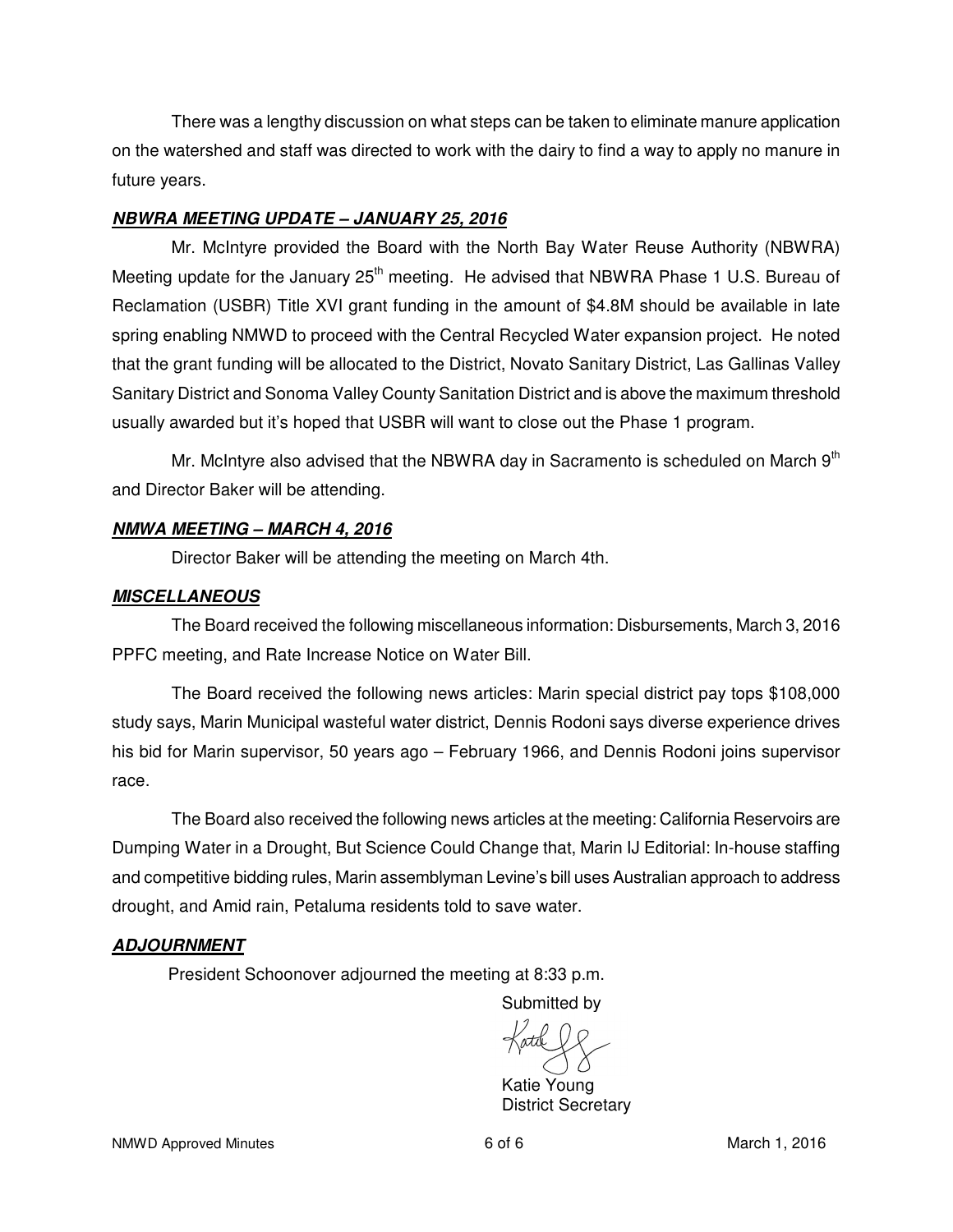There was a lengthy discussion on what steps can be taken to eliminate manure application on the watershed and staff was directed to work with the dairy to find a way to apply no manure in future years.

***NBWRA MEETING UPDATE – JANUARY 25, 2016***

Mr. McIntyre provided the Board with the North Bay Water Reuse Authority (NBWRA) Meeting update for the January 25th meeting. He advised that NBWRA Phase 1 U.S. Bureau of Reclamation (USBR) Title XVI grant funding in the amount of $4.8M should be available in late spring enabling NMWD to proceed with the Central Recycled Water expansion project. He noted that the grant funding will be allocated to the District, Novato Sanitary District, Las Gallinas Valley Sanitary District and Sonoma Valley County Sanitation District and is above the maximum threshold usually awarded but it's hoped that USBR will want to close out the Phase 1 program.

Mr. McIntyre also advised that the NBWRA day in Sacramento is scheduled on March 9th and Director Baker will be attending.

***NMWA MEETING – MARCH 4, 2016***

Director Baker will be attending the meeting on March 4th.

***MISCELLANEOUS***

The Board received the following miscellaneous information: Disbursements, March 3, 2016 PPFC meeting, and Rate Increase Notice on Water Bill.

The Board received the following news articles: Marin special district pay tops $108,000 study says, Marin Municipal wasteful water district, Dennis Rodoni says diverse experience drives his bid for Marin supervisor, 50 years ago – February 1966, and Dennis Rodoni joins supervisor race.

The Board also received the following news articles at the meeting: California Reservoirs are Dumping Water in a Drought, But Science Could Change that, Marin IJ Editorial: In-house staffing and competitive bidding rules, Marin assemblyman Levine's bill uses Australian approach to address drought, and Amid rain, Petaluma residents told to save water.

***ADJOURNMENT***

President Schoonover adjourned the meeting at 8:33 p.m.

Submitted by

Katie Young
District Secretary